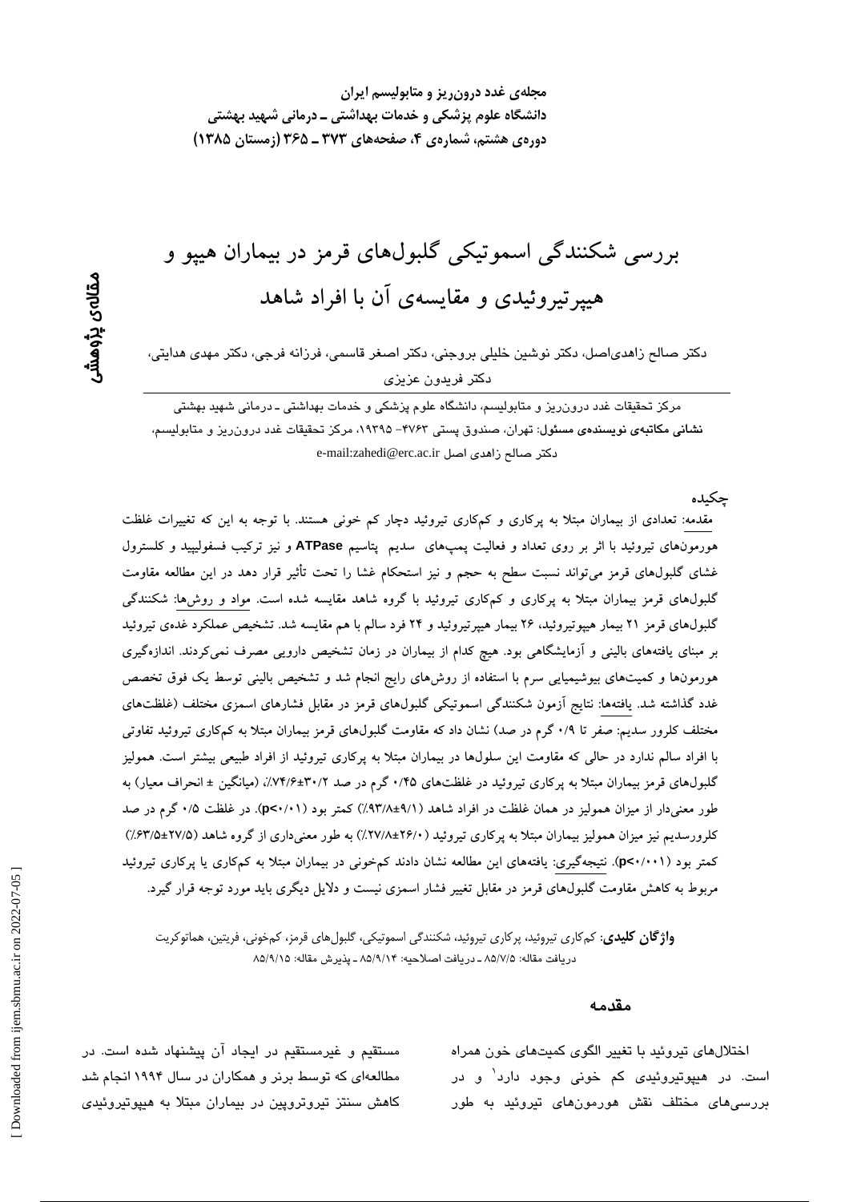مجله‌ی غدد درون‌ریز و متابولیسم ایران
دانشگاه علوم پزشکی و خدمات بهداشتی ـ درمانی شهید بهشتی
دوره‌ی هشتم، شماره‌ی ۴، صفحه‌های ۳۷۳ ـ ۳۶۵ (زمستان ۱۳۸۵)

مقاله‌ی پژوهشی

# بررسی شکنندگی اسموتیکی گلبول‌های قرمز در بیماران هیپو و هیپرتیروئیدی و مقایسه‌ی آن با افراد شاهد

دکتر صالح زاهدی‌اصل، دکتر نوشین خلیلی بروجنی، دکتر اصغر قاسمی، فرزانه فرجی، دکتر مهدی هدایتی، دکتر فریدون عزیزی

مرکز تحقیقات غدد درون‌ریز و متابولیسم، دانشگاه علوم پزشکی و خدمات بهداشتی ـ درمانی شهید بهشتی
**نشانی مکاتبه‌ی نویسنده‌ی مسئول:** تهران، صندوق پستی ۴۷۶۳- ۱۹۳۹۵، مرکز تحقیقات غدد درون‌ریز و متابولیسم، دکتر صالح زاهدی اصل e-mail:zahedi@erc.ac.ir

## چکیده

مقدمه: تعدادی از بیماران مبتلا به پرکاری و کم‌کاری تیروئید دچار کم خونی هستند. با توجه به این که تغییرات غلظت هورمون‌های تیروئید با اثر بر روی تعداد و فعالیت پمپ‌های سدیم پتاسیم ATPase و نیز ترکیب فسفولیپید و کلسترول غشای گلبول‌های قرمز می‌تواند نسبت سطح به حجم و نیز استحکام غشا را تحت تأثیر قرار دهد در این مطالعه مقاومت گلبول‌های قرمز بیماران مبتلا به پرکاری و کم‌کاری تیروئید با گروه شاهد مقایسه شده است. مواد و روش‌ها: شکنندگی گلبول‌های قرمز ۲۱ بیمار هیپوتیروئید، ۲۶ بیمار هیپرتیروئید و ۲۴ فرد سالم با هم مقایسه شد. تشخیص عملکرد غده‌ی تیروئید بر مبنای یافته‌های بالینی و آزمایشگاهی بود. هیچ کدام از بیماران در زمان تشخیص دارویی مصرف نمی‌کردند. اندازه‌گیری هورمون‌ها و کمیت‌های بیوشیمیایی سرم با استفاده از روش‌های رایج انجام شد و تشخیص بالینی توسط یک فوق تخصص غدد گذاشته شد. یافته‌ها: نتایج آزمون شکنندگی اسموتیکی گلبول‌های قرمز در مقابل فشارهای اسمزی مختلف (غلظت‌های مختلف کلرور سدیم: صفر تا ۰/۹ گرم در صد) نشان داد که مقاومت گلبول‌های قرمز بیماران مبتلا به کم‌کاری تیروئید تفاوتی با افراد سالم ندارد در حالی که مقاومت این سلول‌ها در بیماران مبتلا به پرکاری تیروئید از افراد طبیعی بیشتر است. همولیز گلبول‌های قرمز بیماران مبتلا به پرکاری تیروئید در غلظت‌های ۰/۴۵ گرم در صد ۳۰/۲±۷۴/۶٪، (میانگین ± انحراف معیار) به طور معنی‌دار از میزان همولیز در همان غلظت در افراد شاهد (۹/۱±۹۳/۸٪) کمتر بود (p<۰/۰۱). در غلظت ۰/۵ گرم در صد کلرورسدیم نیز میزان همولیز بیماران مبتلا به پرکاری تیروئید (۲۶/۰±۲۷/۸٪) به طور معنی‌داری از گروه شاهد (۲۷/۵±۶۳/۵٪) کمتر بود (p<۰/۰۰۱). نتیجه‌گیری: یافته‌های این مطالعه نشان دادند کم‌خونی در بیماران مبتلا به کم‌کاری یا پرکاری تیروئید مربوط به کاهش مقاومت گلبول‌های قرمز در مقابل تغییر فشار اسمزی نیست و دلایل دیگری باید مورد توجه قرار گیرد.

**واژگان کلیدی**: کم‌کاری تیروئید، پرکاری تیروئید، شکنندگی اسموتیکی، گلبول‌های قرمز، کم‌خونی، فریتین، هماتوکریت

دریافت مقاله: ۸۵/۷/۵ ـ دریافت اصلاحیه: ۸۵/۹/۱۴ ـ پذیرش مقاله: ۸۵/۹/۱۵

## مقدمه

اختلال‌های تیروئید با تغییر الگوی کمیت‌های خون همراه است. در هیپوتیروئیدی کم خونی وجود دارد[1] و در بررسی‌های مختلف نقش هورمون‌های تیروئید به طور مستقیم و غیرمستقیم در ایجاد آن پیشنهاد شده است. در مطالعه‌ای که توسط برنر و همکاران در سال ۱۹۹۴ انجام شد کاهش سنتز تیروتروپین در بیماران مبتلا به هیپوتیروئیدی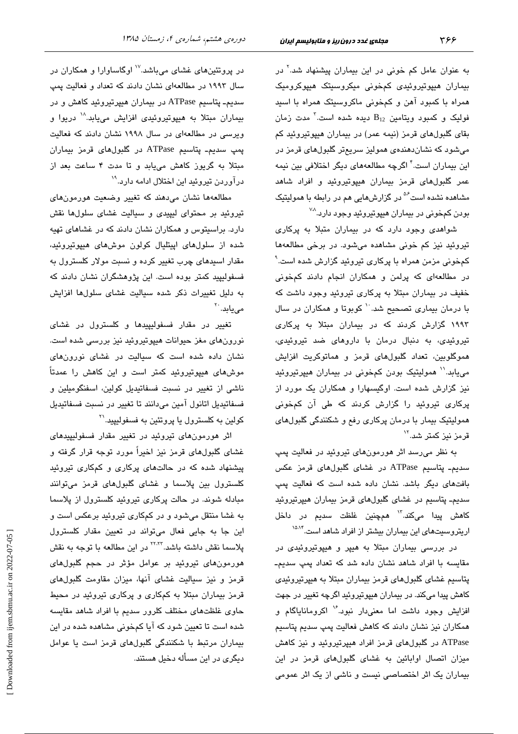به عنوان عامل کم خونی در این بیماران پیشنهاد شد.[۲] در بیماران هیپوتیروئیدی کم‌خونی میکروسیتک هیپوکرومیک همراه با کمبود آهن و کم‌خونی ماکروسیتک همراه با اسید فولیک و کمبود ویتامین $B_{12}$ دیده شده است.[۳] مدت زمان بقای گلبول‌های قرمز (نیمه عمر) در بیماران هیپوتیروئید کم می‌شود که نشان‌دهنده‌ی همولیز سریع‌تر گلبول‌های قرمز در این بیماران است.[۴] اگرچه مطالعه‌های دیگر اختلافی بین نیمه عمر گلبول‌های قرمز بیماران هیپوتیروئید و افراد شاهد مشاهده نشده است[۵،۶] در گزارش‌هایی هم در رابطه با همولیتیک بودن کم‌خونی در بیماران هیپوتیروئید وجود دارد.[۷،۸]

شواهدی وجود دارد که در بیماران مبتلا به پرکاری تیروئید نیز کم خونی مشاهده می‌شود. در برخی مطالعه‌ها کم‌خونی مزمن همراه با پرکاری تیروئید گزارش شده است.[۹] در مطالعه‌ای که پرلمن و همکاران انجام دادند کم‌خونی خفیف در بیماران مبتلا به پرکاری تیروئید وجود داشت که با درمان بیماری تصحیح شد.[۱۰] کوبوتا و همکاران در سال ۱۹۹۳ گزارش کردند که در بیماران مبتلا به پرکاری تیروئیدی، به دنبال درمان با داروهای ضد تیروئیدی، هموگلوبین، تعداد گلبول‌های قرمز و هماتوکریت افزایش می‌یابد.[۱۱] همولیتیک بودن کم‌خونی در بیماران هیپرتیروئید نیز گزارش شده است. اوگیسهارا و همکاران یک مورد از پرکاری تیروئید را گزارش کردند که طی آن کم‌خونی همولیتیک بیمار با درمان پرکاری رفع و شکنندگی گلبول‌های قرمز نیز کمتر شد.[۱۲]

به نظر می‌رسد اثر هورمون‌های تیروئید در فعالیت پمپ سدیم- پتاسیم ATPase در غشای گلبول‌های قرمز عکس بافت‌های دیگر باشد. نشان داده شده است که فعالیت پمپ سدیم- پتاسیم در غشای گلبول‌های قرمز بیماران هیپرتیروئید کاهش پیدا می‌کند.[۱۳] همچنین غلظت سدیم در داخل اریتروسیت‌های این بیماران بیشتر از افراد شاهد است.[۱۴،۱۵]

در بررسی بیماران مبتلا به هیپر و هیپوتیروئیدی در مقایسه با افراد شاهد نشان داده شد که تعداد پمپ سدیم- پتاسیم غشای گلبول‌های قرمز بیماران مبتلا به هیپرتیروئیدی کاهش پیدا می‌کند. در بیماران هیپوتیروئید اگرچه تغییر در جهت افزایش وجود داشت اما معنی‌دار نبود.[۱۶] اکروماناياگام و همکاران نیز نشان دادند که کاهش فعالیت پمپ سدیم پتاسیم ATPase در گلبول‌های قرمز افراد هیپرتیروئید و نیز کاهش میزان اتصال اوابائین به غشای گلبول‌های قرمز در این بیماران یک اثر اختصاصی نیست و ناشی از یک اثر عمومی در پروتئین‌های غشای می‌باشد.[۱۷] اوگاساوارا و همکاران در سال ۱۹۹۳ در مطالعه‌ای نشان دادند که تعداد و فعالیت پمپ سدیم- پتاسیم ATPase در بیماران هیپرتیروئید کاهش و در بیماران مبتلا به هیپوتیروئیدی افزایش می‌یابد.[۱۸] دریوا و ویرسی در مطالعه‌ای در سال ۱۹۹۸ نشان دادند که فعالیت پمپ سدیم- پتاسیم ATPase در گلبول‌های قرمز بیماران مبتلا به گریوز کاهش می‌یابد و تا مدت ۴ ساعت بعد از درآوردن تیروئید این اختلال ادامه دارد.[۱۹]

مطالعه‌ها نشان می‌دهند که تغییر وضعیت هورمون‌های تیروئید بر محتوای لیپیدی و سیالیت غشای سلول‌ها نقش دارد. براسیتوس و همکاران نشان دادند که در غشاهای تهیه شده از سلول‌های اپیتلیال کولون موش‌های هیپوتیروئید، مقدار اسیدهای چرب تغییر کرده و نسبت مولار کلسترول به فسفولیپید کمتر بوده است. این پژوهشگران نشان دادند که به دلیل تغییرات ذکر شده سیالیت غشای سلول‌ها افزایش می‌یابد.[۲۰]

تغییر در مقدار فسفولیپیدها و کلسترول در غشای نورون‌های مغز حیوانات هیپوتیروئید نیز بررسی شده است. نشان داده شده است که سیالیت در غشای نورون‌های موش‌های هیپوتیروئید کمتر است و این کاهش را عمدتاً ناشی از تغییر در نسبت فسفاتیدیل کولین، اسفنگومیلین و فسفاتیدیل اتانول آمین می‌دانند تا تغییر در نسبت فسفاتیدیل کولین به کلسترول یا پروتئین به فسفولیپید.[۲۱]

اثر هورمون‌های تیروئید در تغییر مقدار فسفولیپیدهای غشای گلبول‌های قرمز نیز اخیراً مورد توجه قرار گرفته و پیشنهاد شده که در حالت‌های پرکاری و کم‌کاری تیروئید کلسترول بین پلاسما و غشای گلبول‌های قرمز می‌توانند مبادله شوند. در حالت پرکاری تیروئید کلسترول از پلاسما به غشا منتقل می‌شود و در کم‌کاری تیروئید برعکس است و این جا به جایی فعال می‌تواند در تعیین مقدار کلسترول پلاسما نقش داشته باشد.[۲۲،۲۳] در این مطالعه با توجه به نقش هورمون‌های تیروئید بر عوامل مؤثر در حجم گلبول‌های قرمز و نیز سیالیت غشای آنها، میزان مقاومت گلبول‌های قرمز بیماران مبتلا به کم‌کاری و پرکاری تیروئید در محیط حاوی غلظت‌های مختلف کلرور سدیم با افراد شاهد مقایسه شده است تا تعیین شود که آیا کم‌خونی مشاهده شده در این بیماران مرتبط با شکنندگی گلبول‌های قرمز است یا عوامل دیگری در این مسأله دخیل هستند.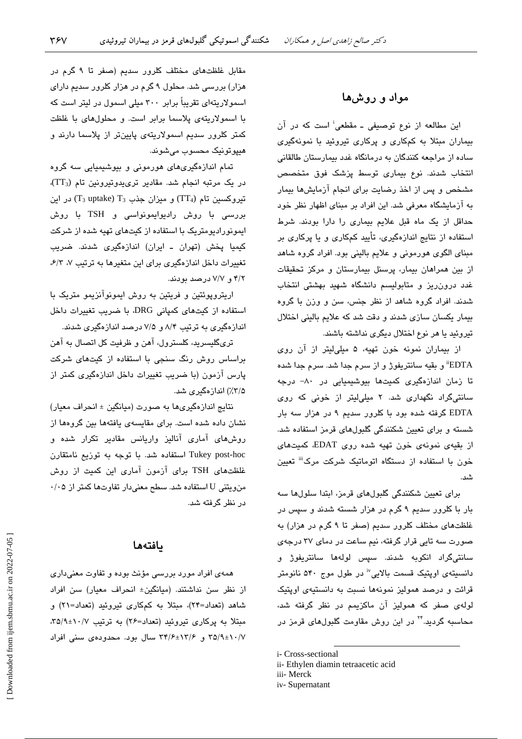## مواد و روش‌ها

این مطالعه از نوع توصیفی ـ مقطعی[i] است که در آن بیماران مبتلا به کم‌کاری و پرکاری تیروئید با نمونه‌گیری ساده از مراجعه کنندگان به درمانگاه غدد بیمارستان طالقانی انتخاب شدند. نوع بیماری توسط پزشک فوق متخصص مشخص و پس از اخذ رضایت برای انجام آزمایش‌ها بیمار به آزمایشگاه معرفی شد. این افراد بر مبنای اظهار نظر خود حداقل از یک ماه قبل علایم بیماری را دارا بودند. شرط استفاده از نتایج اندازه‌گیری، تأیید کم‌کاری و یا پرکاری بر مبنای الگوی هورمونی و علایم بالینی بود. افراد گروه شاهد از بین همراهان بیمار، پرسنل بیمارستان و مرکز تحقیقات غدد درون‌ریز و متابولیسم دانشگاه شهید بهشتی انتخاب شدند. افراد گروه شاهد از نظر جنس، سن و وزن با گروه بیمار یکسان سازی شدند و دقت شد که علایم بالینی اختلال تیروئید یا هر نوع اختلال دیگری نداشته باشند.

از بیماران نمونه خون تهیه، ۵ میلی‌لیتر از آن روی EDTA[ii] و بقیه سانتریفوژ و از سرم جدا شد. سرم جدا شده تا زمان اندازه‌گیری کمیت‌ها بیوشیمیایی در ۸۰- درجه سانتی‌گراد نگهداری شد. ۲ میلی‌لیتر از خونی که روی EDTA گرفته شده بود با کلرور سدیم ۹ در هزار سه بار شسته و برای تعیین شکنندگی گلبول‌های قرمز استفاده شد. از بقیه‌ی نمونه‌ی خون تهیه شده روی EDAT، کمیت‌های خون با استفاده از دستگاه اتوماتیک شرکت مرک[iii] تعیین شد.

برای تعیین شکنندگی گلبول‌های قرمز، ابتدا سلول‌ها سه بار با کلرور سدیم ۹ گرم در هزار شسته شدند و سپس در غلظت‌های مختلف کلرور سدیم (صفر تا ۹ گرم در هزار) به صورت سه تایی قرار گرفته، نیم ساعت در دمای ۳۷ درجه‌ی سانتی‌گراد انکوبه شدند. سپس لوله‌ها سانتریفوژ و دانسیته‌ی اوپتیک قسمت بالایی[iv] در طول موج ۵۴۰ نانومتر قرائت و درصد همولیز نمونه‌ها نسبت به دانسیته‌ی اوپتیک لوله‌ی صفر که همولیز آن ماکزیمم در نظر گرفته شد، محاسبه گردید.[۲۴] در این روش مقاومت گلبول‌های قرمز در مقابل غلظت‌های مختلف کلرور سدیم (صفر تا ۹ گرم در هزار) بررسی شد. محلول ۹ گرم در هزار کلرور سدیم دارای اسمولاریته‌ای تقریباً برابر ۳۰۰ میلی اسمول در لیتر است که با اسمولاریته‌ی پلاسما برابر است. و محلول‌های با غلظت کمتر کلرور سدیم اسمولاریته‌ی پایین‌تر از پلاسما دارند و هیپوتونیک محسوب می‌شوند.

تمام اندازه‌گیری‌های هورمونی و بیوشیمیایی سه گروه در یک مرتبه انجام شد. مقادیر تری‌یدوتیرونین تام ($TT_3$)، تیروکسین تام ($TT_4$) و میزان جذب $T_3$ ($T_3$ uptake) در این بررسی با روش رادیوایمونواسی و TSH با روش ایمونورادیومتریک با استفاده از کیت‌های تهیه شده از شرکت کیمیا پخش (تهران ـ ایران) اندازه‌گیری شدند. ضریب تغییرات داخل اندازه‌گیری برای این متغیرها به ترتیب ۷، ۶/۳، ۴/۲ و ۷/۷ درصد بودند.

اریتروپوئتین و فریتین به روش ایمونوآنزیمو متریک با استفاده از کیت‌های کمپانی DRG، با ضریب تغییرات داخل اندازه‌گیری به ترتیب ۸/۴ و ۷/۵ درصد اندازه‌گیری شدند.

تری‌گلیسرید، کلسترول، آهن و ظرفیت کل اتصال به آهن براساس روش رنگ سنجی با استفاده از کیت‌های شرکت پارس آزمون (با ضریب تغییرات داخل اندازه‌گیری کمتر از ۳/۵٪) اندازه‌گیری شد.

نتایج اندازه‌گیری‌ها به صورت (میانگین ± انحراف معیار) نشان داده شده است. برای مقایسه‌ی یافته‌ها بین گروه‌ها از روش‌های آماری آنالیز واریانس مقادیر تکرار شده و Tukey post-hoc استفاده شد. با توجه به توزیع نامتقارن غلظت‌های TSH برای آزمون آماری این کمیت از روش من‌ویتنی U استفاده شد. سطح معنی‌دار تفاوت‌ها کمتر از ۰/۰۵ در نظر گرفته شد.

## یافته‌ها

همه‌ی افراد مورد بررسی مؤنث بوده و تفاوت معنی‌داری از نظر سن نداشتند. (میانگین± انحراف معیار) سن افراد شاهد (تعداد=۲۴)، مبتلا به کم‌کاری تیروئید (تعداد=۲۱) و مبتلا به پرکاری تیروئید (تعداد=۲۶) به ترتیب ۱۰/۷±۳۵/۹، ۱۰/۷±۳۵/۹ و ۱۳/۶±۳۴/۶ سال بود. محدوده‌ی سنی افراد

---

i- Cross-sectional
ii- Ethylen diamin tetraacetic acid
iii- Merck
iv- Supernatant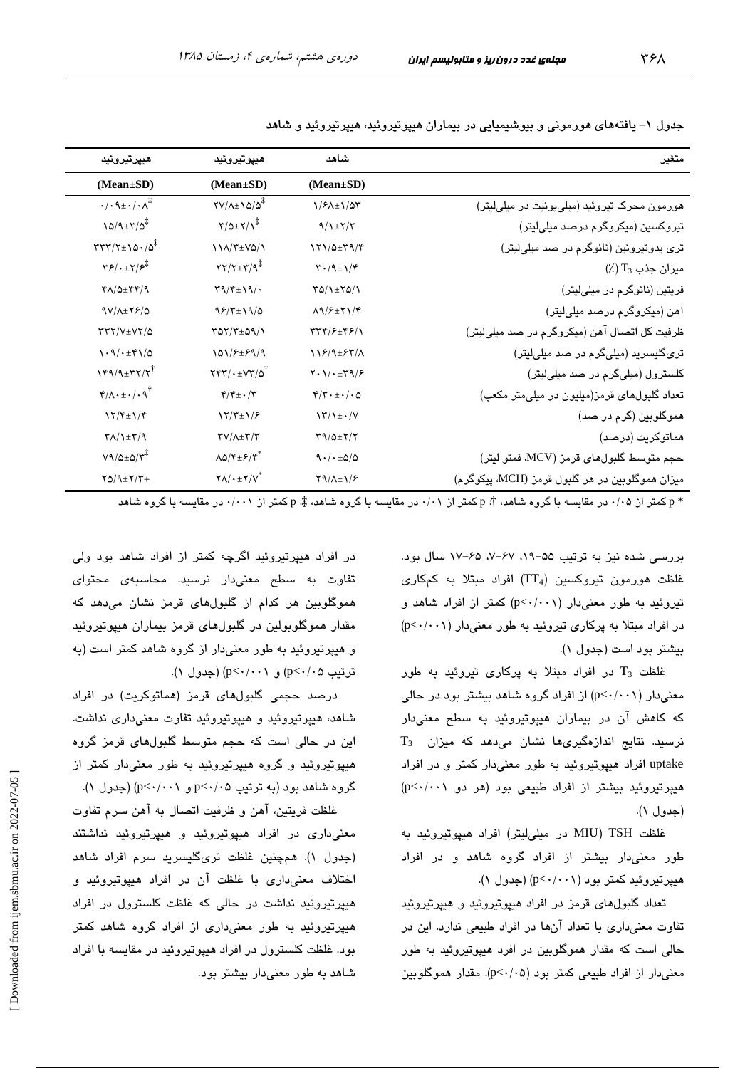جدول ۱- یافته‌های هورمونی و بیوشیمیایی در بیماران هیپوتیروئید، هیپرتیروئید و شاهد

| متغیر | شاهد (Mean±SD) | هیپوتیروئید (Mean±SD) | هیپرتیروئید (Mean±SD) |
|---|---|---|---|
| هورمون محرک تیروئید (میلی‌یونیت در میلی‌لیتر) | ۱/۶۸±۱/۵۳ | ۲۷/۸±۱۵/۵‡ | ۰/۰۹±۰/۰۸‡ |
| تیروکسین (میکروگرم درصد میلی‌لیتر) | ۹/۱±۲/۳ | ۳/۵±۲/۱‡ | ۱۵/۹±۳/۵‡ |
| تری یدوتیرونین (نانوگرم در صد میلی‌لیتر) | ۱۲۱/۵±۳۹/۴ | ۱۱۸/۳±۷۵/۱ | ۳۳۲/۲±۱۵۰/۵‡ |
| میزان جذب $T_3$ (٪) | ۳۰/۹±۱/۴ | ۲۲/۲±۳/۹‡ | ۳۶/۰±۲/۶‡ |
| فریتین (نانوگرم در میلی‌لیتر) | ۳۵/۱±۲۵/۱ | ۳۹/۴±۱۹/۰ | ۴۸/۵±۴۴/۹ |
| آهن (میکروگرم درصد میلی‌لیتر) | ۸۹/۶±۲۱/۴ | ۹۶/۳±۱۹/۵ | ۹۷/۸±۲۶/۵ |
| ظرفیت کل اتصال آهن (میکروگرم در صد میلی‌لیتر) | ۳۳۴/۶±۴۶/۱ | ۳۵۲/۳±۵۹/۱ | ۳۳۲/۷±۷۲/۵ |
| تری‌گلیسرید (میلی‌گرم در صد میلی‌لیتر) | ۱۱۶/۹±۶۳/۸ | ۱۵۱/۶±۶۹/۹ | ۱۰۹/۰±۴۱/۵ |
| کلسترول (میلی‌گرم در صد میلی‌لیتر) | ۲۰۱/۰±۳۹/۶ | ۲۴۳/۰±۷۳/۵† | ۱۴۹/۹±۳۲/۲† |
| تعداد گلبول‌های قرمز(میلیون در میلی‌متر مکعب) | ۴/۳۰±۰/۰۵ | ۴/۴±۰/۳ | ۴/۸۰±۰/۰۹† |
| هموگلوبین (گرم در صد) | ۱۳/۱±۰/۷ | ۱۲/۳±۱/۶ | ۱۲/۴±۱/۴ |
| هماتوکریت (درصد) | ۳۹/۵±۲/۲ | ۳۷/۸±۳/۳ | ۳۸/۱±۳/۹ |
| حجم متوسط گلبول‌های قرمز (MCV، فمتو لیتر) | ۹۰/۰±۵/۵ | ۸۵/۴±۶/۴* | ۷۹/۵±۵/۳‡ |
| میزان هموگلوبین در هر گلبول قرمز (MCH، پیکوگرم) | ۲۹/۸±۱/۶ | ۲۸/۰±۲/۷* | ۲۵/۹±۲/۳+ |

* p کمتر از ۰/۰۵ در مقایسه با گروه شاهد، †: p کمتر از ۰/۰۱ در مقایسه با گروه شاهد، ‡: p کمتر از ۰/۰۰۱ در مقایسه با گروه شاهد

بررسی شده نیز به ترتیب ۵۵-۱۹، ۶۷-۷، ۶۵-۱۷ سال بود. غلظت هورمون تیروکسین ($TT_4$) افراد مبتلا به کم‌کاری تیروئید به طور معنی‌دار (p<۰/۰۰۱) کمتر از افراد شاهد و در افراد مبتلا به پرکاری تیروئید به طور معنی‌دار (p<۰/۰۰۱) بیشتر بود است (جدول ۱).

غلظت $T_3$ در افراد مبتلا به پرکاری تیروئید به طور معنی‌دار (p<۰/۰۰۱) از افراد گروه شاهد بیشتر بود در حالی که کاهش آن در بیماران هیپوتیروئید به سطح معنی‌دار نرسید. نتایج اندازه‌گیری‌ها نشان می‌دهد که میزان $T_3$ uptake افراد هیپوتیروئید به طور معنی‌دار کمتر و در افراد هیپرتیروئید بیشتر از افراد طبیعی بود (هر دو p<۰/۰۰۱) (جدول ۱).

غلظت TSH (MIU در میلی‌لیتر) افراد هیپوتیروئید به طور معنی‌دار بیشتر از افراد گروه شاهد و در افراد هیپرتیروئید کمتر بود (p<۰/۰۰۱) (جدول ۱).

تعداد گلبول‌های قرمز در افراد هیپوتیروئید و هیپرتیروئید تفاوت معنی‌داری با تعداد آن‌ها در افراد طبیعی ندارد. این در حالی است که مقدار هموگلوبین در افرد هیپوتیروئید به طور معنی‌دار از افراد طبیعی کمتر بود (p<۰/۰۵). مقدار هموگلوبین در افراد هیپرتیروئید اگرچه کمتر از افراد شاهد بود ولی تفاوت به سطح معنی‌دار نرسید. محاسبه‌ی محتوای هموگلوبین هر کدام از گلبول‌های قرمز نشان می‌دهد که مقدار هموگلوبولین در گلبول‌های قرمز بیماران هیپوتیروئید و هیپرتیروئید به طور معنی‌دار از گروه شاهد کمتر است (به ترتیب p<۰/۰۵) و p<۰/۰۰۱) (جدول ۱).

درصد حجمی گلبول‌های قرمز (هماتوکریت) در افراد شاهد، هیپرتیروئید و هیپوتیروئید تفاوت معنی‌داری نداشت. این در حالی است که حجم متوسط گلبول‌های قرمز گروه هیپوتیروئید و گروه هیپرتیروئید به طور معنی‌دار کمتر از گروه شاهد بود (به ترتیب p<۰/۰۵ و p<۰/۰۰۱) (جدول ۱).

غلظت فریتین، آهن و ظرفیت اتصال به آهن سرم تفاوت معنی‌داری در افراد هیپوتیروئید و هیپرتیروئید نداشتند (جدول ۱). همچنین غلظت تری‌گلیسرید سرم افراد شاهد اختلاف معنی‌داری با غلظت آن در افراد هیپوتیروئید و هیپرتیروئید نداشت در حالی که غلظت کلسترول در افراد هیپرتیروئید به طور معنی‌داری از افراد گروه شاهد کمتر بود. غلظت کلسترول در افراد هیپوتیروئید در مقایسه با افراد شاهد به طور معنی‌دار بیشتر بود.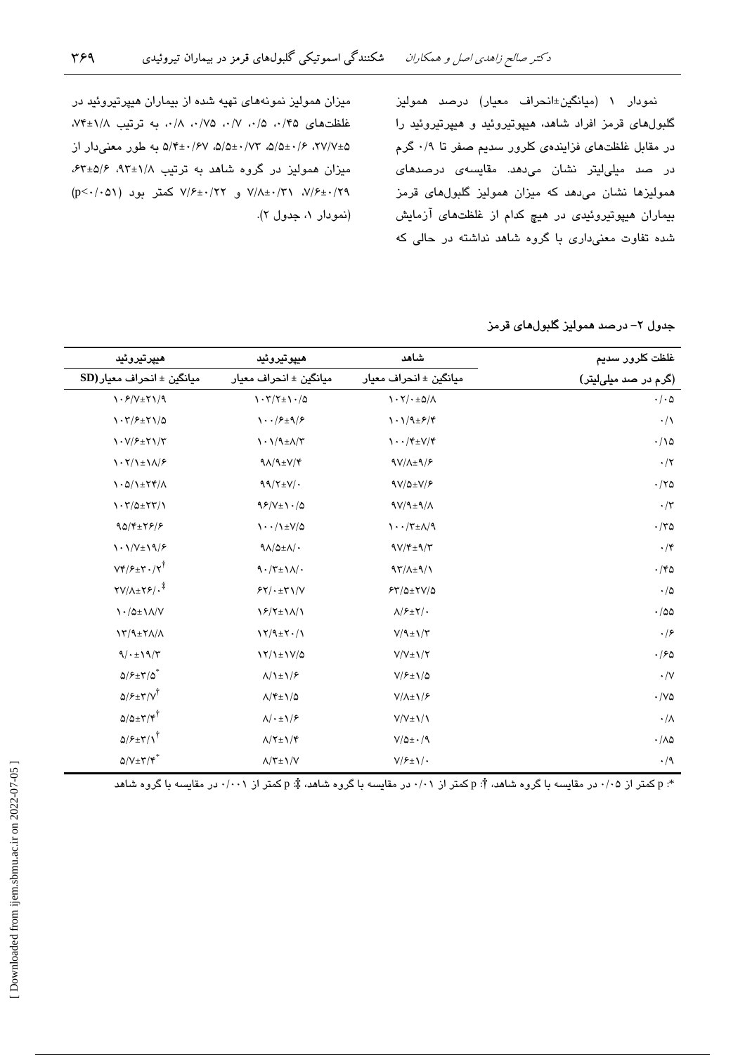نمودار ۱ (میانگین±انحراف معیار) درصد همولیز گلبول‌های قرمز افراد شاهد، هیپوتیروئید و هیپرتیروئید را در مقابل غلظت‌های فزاینده‌ی کلرور سدیم صفر تا ۰/۹ گرم در صد میلی‌لیتر نشان می‌دهد. مقایسه‌ی درصدهای همولیزها نشان می‌دهد که میزان همولیز گلبول‌های قرمز بیماران هیپوتیروئیدی در هیچ کدام از غلظت‌های آزمایش شده تفاوت معنی‌داری با گروه شاهد نداشته در حالی که میزان همولیز نمونه‌های تهیه شده از بیماران هیپرتیروئید در غلظت‌های ۰/۴۵، ۰/۵، ۰/۷، ۰/۷۵، ۰/۸، به ترتیب ۱/۸±۷۴، ۵±۲۷/۷، ۶/۰±۵/۵، ۵/۵±۰/۷۳، ۵/۴±۰/۶۷ به طور معنی‌دار از میزان همولیز در گروه شاهد به ترتیب ۱/۸±۹۳، ۵/۶±۶۳، ۷/۶±۰/۲۹، ۷/۸±۰/۳۱ و ۷/۶±۰/۲۲ کمتر بود (p<۰/۰۵۱) (نمودار ۱، جدول ۲).

جدول ۲- درصد همولیز گلبول‌های قرمز

| غلظت کلرور سدیم (گرم در صد میلی‌لیتر) | شاهد میانگین ± انحراف معیار | هیپوتیروئید میانگین ± انحراف معیار | هیپرتیروئید میانگین ± انحراف معیار(SD) |
|---|---|---|---|
| ۰/۰۵ | ۱۰۲/۰±۵/۸ | ۱۰۳/۲±۱۰/۵ | ۱۰۶/۷±۲۱/۹ |
| ۰/۱ | ۱۰۱/۹±۶/۴ | ۱۰۰/۶±۹/۶ | ۱۰۳/۶±۲۱/۵ |
| ۰/۱۵ | ۱۰۰/۴±۷/۴ | ۱۰۱/۹±۸/۳ | ۱۰۷/۶±۲۱/۳ |
| ۰/۲ | ۹۷/۸±۹/۶ | ۹۸/۹±۷/۴ | ۱۰۲/۱±۱۸/۶ |
| ۰/۲۵ | ۹۷/۵±۷/۶ | ۹۹/۲±۷/۰ | ۱۰۵/۱±۲۴/۸ |
| ۰/۳ | ۹۷/۹±۹/۸ | ۹۶/۷±۱۰/۵ | ۱۰۳/۵±۲۳/۱ |
| ۰/۳۵ | ۱۰۰/۳±۸/۹ | ۱۰۰/۱±۷/۵ | ۹۵/۴±۲۶/۶ |
| ۰/۴ | ۹۷/۴±۹/۳ | ۹۸/۵±۸/۰ | ۱۰۱/۷±۱۹/۶ |
| ۰/۴۵ | ۹۳/۸±۹/۱ | ۹۰/۳±۱۸/۰ | ۷۴/۶±۳۰/۲[†] |
| ۰/۵ | ۶۳/۵±۲۷/۵ | ۶۲/۰±۳۱/۷ | ۲۷/۸±۲۶/۰[‡] |
| ۰/۵۵ | ۸/۶±۲/۰ | ۱۶/۲±۱۸/۱ | ۱۰/۵±۱۸/۷ |
| ۰/۶ | ۷/۹±۱/۳ | ۱۲/۹±۲۰/۱ | ۱۳/۹±۲۸/۸ |
| ۰/۶۵ | ۷/۷±۱/۲ | ۱۲/۱±۱۷/۵ | ۹/۰±۱۹/۳ |
| ۰/۷ | ۷/۶±۱/۵ | ۸/۱±۱/۶ | ۵/۶±۳/۵[*] |
| ۰/۷۵ | ۷/۸±۱/۶ | ۸/۴±۱/۵ | ۵/۶±۳/۷[†] |
| ۰/۸ | ۷/۷±۱/۱ | ۸/۰±۱/۶ | ۵/۵±۳/۴[†] |
| ۰/۸۵ | ۷/۵±۰/۹ | ۸/۲±۱/۴ | ۵/۶±۳/۱[†] |
| ۰/۹ | ۷/۶±۱/۰ | ۸/۳±۱/۷ | ۵/۷±۳/۴[*] |

*: p کمتر از ۰/۰۵ در مقایسه با گروه شاهد، †: p کمتر از ۰/۰۱ در مقایسه با گروه شاهد، ‡: p کمتر از ۰/۰۰۱ در مقایسه با گروه شاهد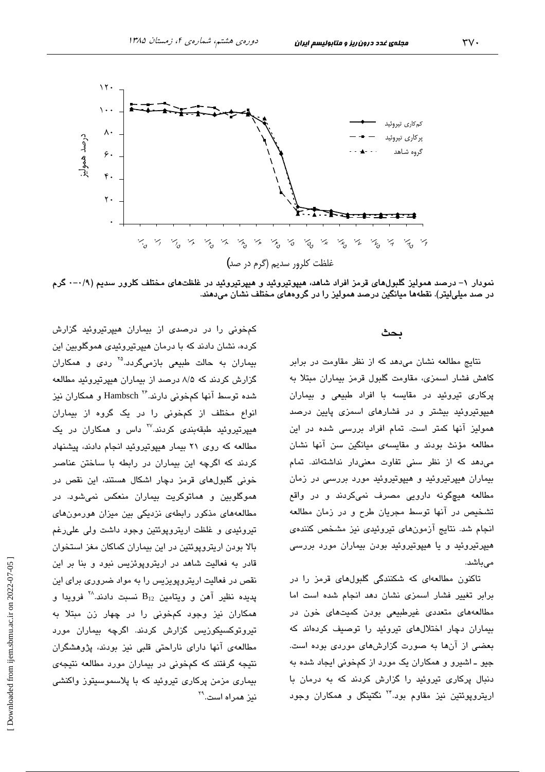نمودار ۱- درصد همولیز گلبول‌های قرمز افراد شاهد، هیپوتیروئید و هیپرتیروئید در غلظت‌های مختلف کلرور سدیم (۰/۹-۰ گرم در صد میلی‌لیتر). نقطه‌ها میانگین درصد همولیز را در گروه‌های مختلف نشان می‌دهند.

## بحث

نتایج مطالعه نشان می‌دهد که از نظر مقاومت در برابر کاهش فشار اسمزی، مقاومت گلبول قرمز بیماران مبتلا به پرکاری تیروئید در مقایسه با افراد طبیعی و بیماران هیپوتیروئید بیشتر و در فشارهای اسمزی پایین درصد همولیز آنها کمتر است. تمام افراد بررسی شده در این مطالعه مؤنث بودند و مقایسه‌ی میانگین سن آنها نشان می‌دهد که از نظر سنی تفاوت معنی‌دار نداشته‌اند. تمام بیماران هیپرتیروئید و هیپوتیروئید مورد بررسی در زمان مطالعه هیچ‌گونه دارویی مصرف نمی‌کردند و در واقع تشخیص در آنها توسط مجریان طرح و در زمان مطالعه انجام شد. نتایج آزمون‌های تیروئیدی نیز مشخص کننده‌ی هیپرتیروئید و یا هیپوتیروئید بودن بیماران مورد بررسی می‌باشد.

تاکنون مطالعه‌ای که شکنندگی گلبول‌های قرمز را در برابر تغییر فشار اسمزی نشان دهد انجام شده است اما مطالعه‌های متعددی غیرطبیعی بودن کمیت‌های خون در بیماران دچار اختلال‌های تیروئید را توصیف کرده‌اند که بعضی از آن‌ها به صورت گزارش‌های موردی بوده است. جیو ـ اشیرو و همکاران یک مورد از کم‌خونی ایجاد شده به دنبال پرکاری تیروئید را گزارش کردند که به درمان با اریتروپوئتین نیز مقاوم بود.[۲۴] نگتینگل و همکاران وجود کم‌خونی را در درصدی از بیماران هیپرتیروئید گزارش کرده، نشان دادند که با درمان هیپرتیروئیدی هموگلوبین این بیماران به حالت طبیعی بازمی‌گردد.[۲۵] ردی و همکاران گزارش کردند که ۸/۵ درصد از بیماران هیپرتیروئید مطالعه شده توسط آنها کم‌خونی دارند.[۲۶] Hambsch و همکاران نیز انواع مختلف از کم‌خونی را در یک گروه از بیماران هیپرتیروئید طبقه‌بندی کردند.[۲۷] داس و همکاران در یک مطالعه که روی ۲۱ بیمار هیپوتیروئید انجام دادند، پیشنهاد کردند که اگرچه این بیماران در رابطه با ساختن عناصر خونی گلبول‌های قرمز دچار اشکال هستند، این نقص در هموگلوبین و هماتوکریت بیماران منعکس نمی‌شود. در مطالعه‌های مذکور رابطه‌ی نزدیکی بین میزان هورمون‌های تیروئیدی و غلظت اریتروپوئتین وجود داشت ولی علی‌رغم بالا بودن اریتروپوئتین در این بیماران کماکان مغز استخوان قادر به فعالیت شاهد در اریتروپوئزیس نبود و بنا بر این نقص در فعالیت اریتروپویزیس را به مواد ضروری برای این پدیده نظیر آهن و ویتامین $B_{12}$ نسبت دادند.[۲۸] فرویدا و همکاران نیز وجود کم‌خونی را در چهار زن مبتلا به تیروتوکسیکوزیس گزارش کردند. اگرچه بیماران مورد مطالعه‌ی آنها دارای ناراحتی قلبی نیز بودند، پژوهشگران نتیجه گرفتند که کم‌خونی در بیماران مورد مطالعه نتیجه‌ی بیماری مزمن پرکاری تیروئید که با پلاسموسیتوز واکنشی نیز همراه است.[۲۹]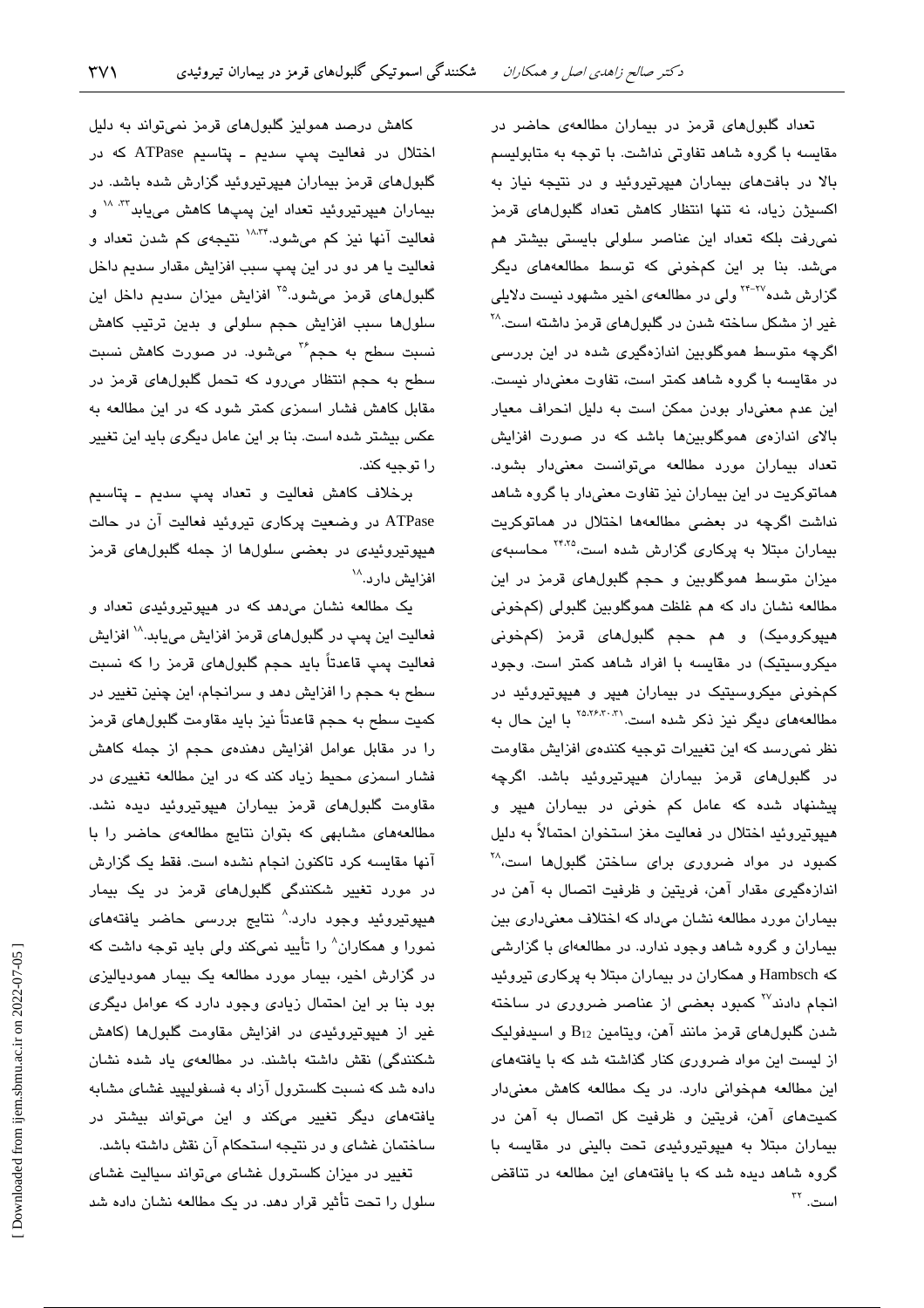تعداد گلبول‌های قرمز در بیماران مطالعه‌ی حاضر در مقایسه با گروه شاهد تفاوتی نداشت. با توجه به متابولیسم بالا در بافت‌های بیماران هیپرتیروئید و در نتیجه نیاز به اکسیژن زیاد، نه تنها انتظار کاهش تعداد گلبول‌های قرمز نمی‌رفت بلکه تعداد این عناصر سلولی بایستی بیشتر هم می‌شد. بنا بر این کم‌خونی که توسط مطالعه‌های دیگر گزارش شده[۲۴-۲۷] ولی در مطالعه‌ی اخیر مشهود نیست دلایلی غیر از مشکل ساخته شدن در گلبول‌های قرمز داشته است.[۲۸] اگرچه متوسط هموگلوبین اندازه‌گیری شده در این بررسی در مقایسه با گروه شاهد کمتر است، تفاوت معنی‌دار نیست. این عدم معنی‌دار بودن ممکن است به دلیل انحراف معیار بالای اندازه‌ی هموگلوبین‌ها باشد که در صورت افزایش تعداد بیماران مورد مطالعه می‌توانست معنی‌دار بشود. هماتوکریت در این بیماران نیز تفاوت معنی‌دار با گروه شاهد نداشت اگرچه در بعضی مطالعه‌ها اختلال در هماتوکریت بیماران مبتلا به پرکاری گزارش شده است،[۲۴،۲۵] محاسبه‌ی میزان متوسط هموگلوبین و حجم گلبول‌های قرمز در این مطالعه نشان داد که هم غلظت هموگلوبین گلبولی (کم‌خونی هیپوکرومیک) و هم حجم گلبول‌های قرمز (کم‌خونی میکروسیتیک) در مقایسه با افراد شاهد کمتر است. وجود کم‌خونی میکروسیتیک در بیماران هیپر و هیپوتیروئید در مطالعه‌های دیگر نیز ذکر شده است.[۲۵،۲۶،۳۰،۳۱] با این حال به نظر نمی‌رسد که این تغییرات توجیه کننده‌ی افزایش مقاومت در گلبول‌های قرمز بیماران هیپرتیروئید باشد. اگرچه پیشنهاد شده که عامل کم خونی در بیماران هیپر و هیپوتیروئید اختلال در فعالیت مغز استخوان احتمالاً به دلیل کمبود در مواد ضروری برای ساختن گلبول‌ها است،[۲۸] اندازه‌گیری مقدار آهن، فریتین و ظرفیت اتصال به آهن در بیماران مورد مطالعه نشان می‌داد که اختلاف معنی‌داری بین بیماران و گروه شاهد وجود ندارد. در مطالعه‌ای با گزارشی که Hambsch و همکاران در بیماران مبتلا به پرکاری تیروئید انجام دادند[۲۷] کمبود بعضی از عناصر ضروری در ساخته شدن گلبول‌های قرمز مانند آهن، ویتامین $B_{12}$ و اسیدفولیک از لیست این مواد ضروری کنار گذاشته شد که با یافته‌های این مطالعه همخوانی دارد. در یک مطالعه کاهش معنی‌دار کمیت‌های آهن، فریتین و ظرفیت کل اتصال به آهن در بیماران مبتلا به هیپوتیروئیدی تحت بالینی در مقایسه با گروه شاهد دیده شد که با یافته‌های این مطالعه در تناقض است.[۳۲]

کاهش درصد همولیز گلبول‌های قرمز نمی‌تواند به دلیل اختلال در فعالیت پمپ سدیم ـ پتاسیم ATPase که در گلبول‌های قرمز بیماران هیپرتیروئید گزارش شده باشد. در بیماران هیپرتیروئید تعداد این پمپ‌ها کاهش می‌یابد[۱۸، ۳۳] و فعالیت آنها نیز کم می‌شود.[۱۸،۳۴] نتیجه‌ی کم شدن تعداد و فعالیت یا هر دو در این پمپ سبب افزایش مقدار سدیم داخل گلبول‌های قرمز می‌شود.[۳۵] افزایش میزان سدیم داخل این سلول‌ها سبب افزایش حجم سلولی و بدین ترتیب کاهش نسبت سطح به حجم[۳۶] می‌شود. در صورت کاهش نسبت سطح به حجم انتظار می‌رود که تحمل گلبول‌های قرمز در مقابل کاهش فشار اسمزی کمتر شود که در این مطالعه به عکس بیشتر شده است. بنا بر این عامل دیگری باید این تغییر را توجیه کند.

برخلاف کاهش فعالیت و تعداد پمپ سدیم ـ پتاسیم ATPase در وضعیت پرکاری تیروئید فعالیت آن در حالت هیپوتیروئیدی در بعضی سلول‌ها از جمله گلبول‌های قرمز افزایش دارد.[۱۸]

یک مطالعه نشان می‌دهد که در هیپوتیروئیدی تعداد و فعالیت این پمپ در گلبول‌های قرمز افزایش می‌یابد.[۱۸] افزایش فعالیت پمپ قاعدتاً باید حجم گلبول‌های قرمز را که نسبت سطح به حجم را افزایش دهد و سرانجام، این چنین تغییر در کمیت سطح به حجم قاعدتاً نیز باید مقاومت گلبول‌های قرمز را در مقابل عوامل افزایش دهنده‌ی حجم از جمله کاهش فشار اسمزی محیط زیاد کند که در این مطالعه تغییری در مقاومت گلبول‌های قرمز بیماران هیپوتیروئید دیده نشد. مطالعه‌های مشابهی که بتوان نتایج مطالعه‌ی حاضر را با آنها مقایسه کرد تاکنون انجام نشده است. فقط یک گزارش در مورد تغییر شکنندگی گلبول‌های قرمز در یک بیمار هیپوتیروئید وجود دارد.[۸] نتایج بررسی حاضر یافته‌های نمورا و همکاران[۸] را تأیید نمی‌کند ولی باید توجه داشت که در گزارش اخیر، بیمار مورد مطالعه یک بیمار همودیالیزی بود بنا بر این احتمال زیادی وجود دارد که عوامل دیگری غیر از هیپوتیروئیدی در افزایش مقاومت گلبول‌ها (کاهش شکنندگی) نقش داشته باشند. در مطالعه‌ی یاد شده نشان داده شد که نسبت کلسترول آزاد به فسفولیپید غشای مشابه یافته‌های دیگر تغییر می‌کند و این می‌تواند بیشتر در ساختمان غشای و در نتیجه استحکام آن نقش داشته باشد.

تغییر در میزان کلسترول غشای می‌تواند سیالیت غشای سلول را تحت تأثیر قرار دهد. در یک مطالعه نشان داده شد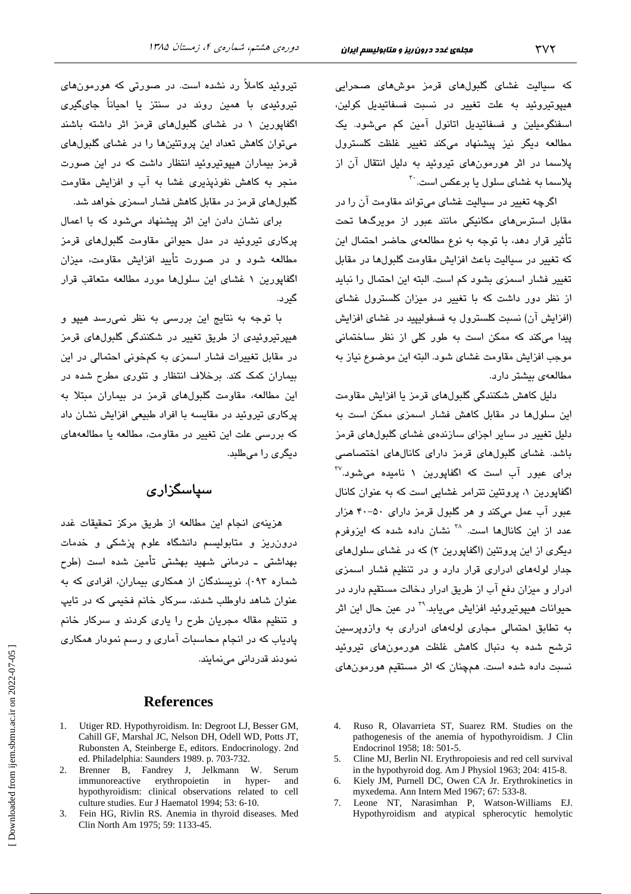که سیالیت غشای گلبول‌های قرمز موش‌های صحرایی هیپوتیروئید به علت تغییر در نسبت فسفاتیدیل کولین، اسفنگومیلین و فسفاتیدیل اتانول آمین کم می‌شود. یک مطالعه دیگر نیز پیشنهاد می‌کند تغییر غلظت کلسترول پلاسما در اثر هورمون‌های تیروئید به دلیل انتقال آن از پلاسما به غشای سلول یا برعکس است.[۳۰]

اگرچه تغییر در سیالیت غشای می‌تواند مقاومت آن را در مقابل استرس‌های مکانیکی مانند عبور از مویرگ‌ها تحت تأثیر قرار دهد، با توجه به نوع مطالعه‌ی حاضر احتمال این که تغییر در سیالیت باعث افزایش مقاومت گلبول‌ها در مقابل تغییر فشار اسمزی بشود کم است. البته این احتمال را نباید از نظر دور داشت که با تغییر در میزان کلسترول غشای (افزایش آن) نسبت کلسترول به فسفولیپید در غشای افزایش پیدا می‌کند که ممکن است به طور کلی از نظر ساختمانی موجب افزایش مقاومت غشای شود. البته این موضوع نیاز به مطالعه‌ی بیشتر دارد.

دلیل کاهش شکنندگی گلبول‌های قرمز یا افزایش مقاومت این سلول‌ها در مقابل کاهش فشار اسمزی ممکن است به دلیل تغییر در سایر اجزای سازنده‌ی غشای گلبول‌های قرمز باشد. غشای گلبول‌های قرمز دارای کانال‌های اختصاصی برای عبور آب است که اکفاپورین ۱ نامیده می‌شود.[۳۷] اکفاپورین ۱، پروتئین تترامر غشایی است که به عنوان کانال عبور آب عمل می‌کند و هر گلبول قرمز دارای ۵۰-۴۰ هزار عدد از این کانال‌ها است.[۳۸] نشان داده شده که ایزوفرم دیگری از این پروتئین (اکفاپورین ۲) که در غشای سلول‌های جدار لوله‌های ادراری قرار دارد و در تنظیم فشار اسمزی ادرار و میزان دفع آب از طریق ادرار دخالت مستقیم دارد در حیوانات هیپوتیروئید افزایش می‌یابد.[۳۹] در عین حال این اثر به تطابق احتمالی مجاری لوله‌های ادراری به وازوپرسین ترشح شده به دنبال کاهش غلظت هورمون‌های تیروئید نسبت داده شده است. همچنان که اثر مستقیم هورمون‌های تیروئید کاملاً رد نشده است. در صورتی که هورمون‌های تیروئیدی با همین روند در سنتز یا احیاناً جای‌گیری اکفاپورین ۱ در غشای گلبول‌های قرمز اثر داشته باشند می‌توان کاهش تعداد این پروتئین‌ها را در غشای گلبول‌های قرمز بیماران هیپوتیروئید انتظار داشت که در این صورت منجر به کاهش نفوذپذیری غشا به آب و افزایش مقاومت گلبول‌های قرمز در مقابل کاهش فشار اسمزی خواهد شد.

برای نشان دادن این اثر پیشنهاد می‌شود که با اعمال پرکاری تیروئید در مدل حیوانی مقاومت گلبول‌های قرمز مطالعه شود و در صورت تأیید افزایش مقاومت، میزان اکفاپورین ۱ غشای این سلول‌ها مورد مطالعه متعاقب قرار گیرد.

با توجه به نتایج این بررسی به نظر نمی‌رسد هیپو و هیپرتیروئیدی از طریق تغییر در شکنندگی گلبول‌های قرمز در مقابل تغییرات فشار اسمزی به کم‌خونی احتمالی در این بیماران کمک کند. برخلاف انتظار و تئوری مطرح شده در این مطالعه، مقاومت گلبول‌های قرمز در بیماران مبتلا به پرکاری تیروئید در مقایسه با افراد طبیعی افزایش نشان داد که بررسی علت این تغییر در مقاومت، مطالعه یا مطالعه‌های دیگری را می‌طلبد.

## سپاسگزاری

هزینه‌ی انجام این مطالعه از طریق مرکز تحقیقات غدد درون‌ریز و متابولیسم دانشگاه علوم پزشکی و خدمات بهداشتی ـ درمانی شهید بهشتی تأمین شده است (طرح شماره ۰۹۳). نویسندگان از همکاری بیماران، افرادی که به عنوان شاهد داوطلب شدند، سرکار خانم فخیمی که در تایپ و تنظیم مقاله مجریان طرح را یاری کردند و سرکار خانم پادیاب که در انجام محاسبات آماری و رسم نمودار همکاری نمودند قدردانی می‌نمایند.

## References

1. Utiger RD. Hypothyroidism. In: Degroot LJ, Besser GM, Cahill GF, Marshal JC, Nelson DH, Odell WD, Potts JT, Rubonsten A, Steinberge E, editors. Endocrinology. 2nd ed. Philadelphia: Saunders 1989. p. 703-732.
2. Brenner B, Fandrey J, Jelkmann W. Serum immunoreactive erythropoietin in hyper- and hypothyroidism: clinical observations related to cell culture studies. Eur J Haematol 1994; 53: 6-10.
3. Fein HG, Rivlin RS. Anemia in thyroid diseases. Med Clin North Am 1975; 59: 1133-45.
4. Ruso R, Olavarrieta ST, Suarez RM. Studies on the pathogenesis of the anemia of hypothyroidism. J Clin Endocrinol 1958; 18: 501-5.
5. Cline MJ, Berlin NI. Erythropoiesis and red cell survival in the hypothyroid dog. Am J Physiol 1963; 204: 415-8.
6. Kiely JM, Purnell DC, Owen CA Jr. Erythrokinetics in myxedema. Ann Intern Med 1967; 67: 533-8.
7. Leone NT, Narasimhan P, Watson-Williams EJ. Hypothyroidism and atypical spherocytic hemolytic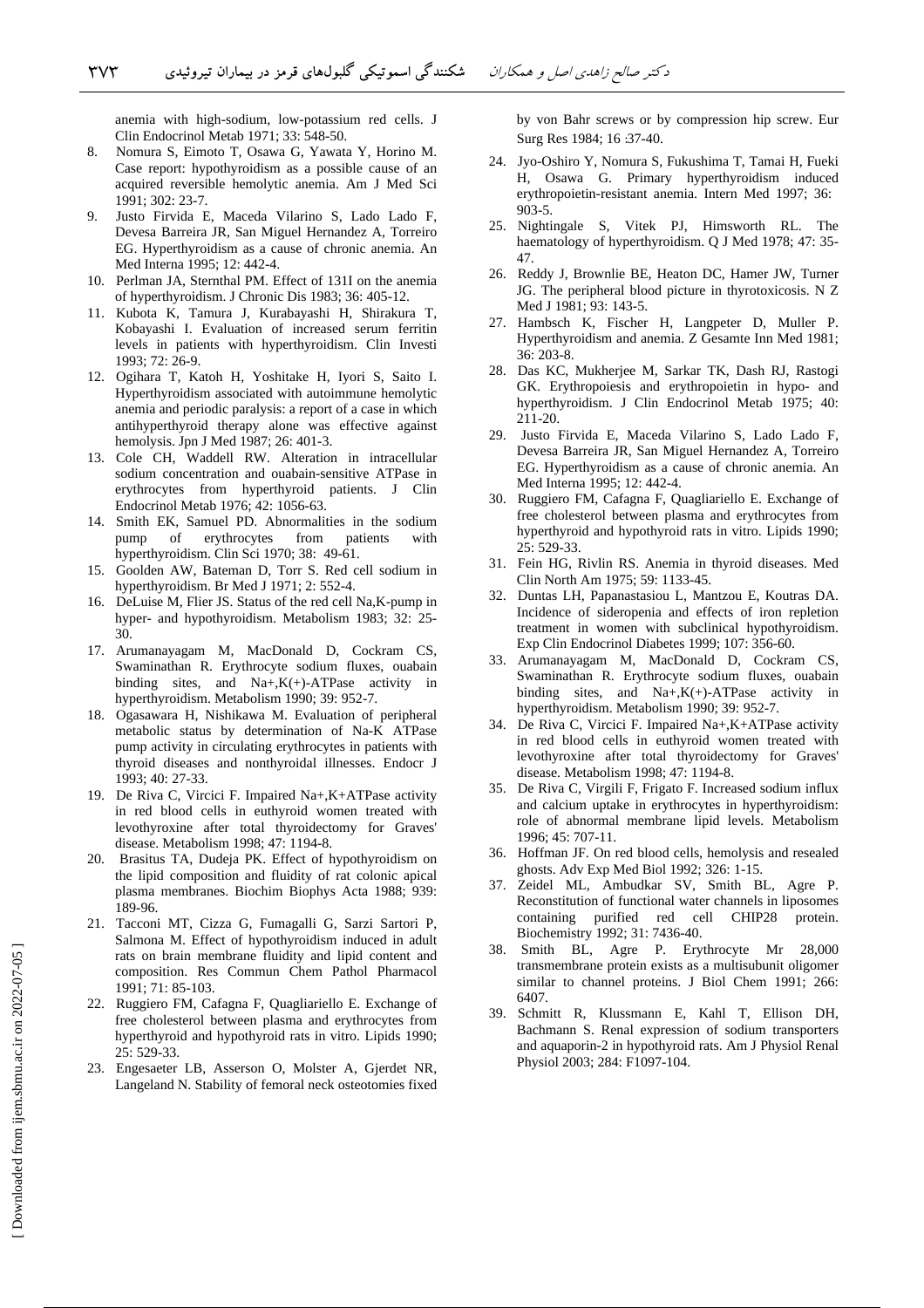anemia with high-sodium, low-potassium red cells. J Clin Endocrinol Metab 1971; 33: 548-50.

8. Nomura S, Eimoto T, Osawa G, Yawata Y, Horino M. Case report: hypothyroidism as a possible cause of an acquired reversible hemolytic anemia. Am J Med Sci 1991; 302: 23-7.
9. Justo Firvida E, Maceda Vilarino S, Lado Lado F, Devesa Barreira JR, San Miguel Hernandez A, Torreiro EG. Hyperthyroidism as a cause of chronic anemia. An Med Interna 1995; 12: 442-4.
10. Perlman JA, Sternthal PM. Effect of 131I on the anemia of hyperthyroidism. J Chronic Dis 1983; 36: 405-12.
11. Kubota K, Tamura J, Kurabayashi H, Shirakura T, Kobayashi I. Evaluation of increased serum ferritin levels in patients with hyperthyroidism. Clin Investi 1993; 72: 26-9.
12. Ogihara T, Katoh H, Yoshitake H, Iyori S, Saito I. Hyperthyroidism associated with autoimmune hemolytic anemia and periodic paralysis: a report of a case in which antihyperthyroid therapy alone was effective against hemolysis. Jpn J Med 1987; 26: 401-3.
13. Cole CH, Waddell RW. Alteration in intracellular sodium concentration and ouabain-sensitive ATPase in erythrocytes from hyperthyroid patients. J Clin Endocrinol Metab 1976; 42: 1056-63.
14. Smith EK, Samuel PD. Abnormalities in the sodium pump of erythrocytes from patients with hyperthyroidism. Clin Sci 1970; 38: 49-61.
15. Goolden AW, Bateman D, Torr S. Red cell sodium in hyperthyroidism. Br Med J 1971; 2: 552-4.
16. DeLuise M, Flier JS. Status of the red cell Na,K-pump in hyper- and hypothyroidism. Metabolism 1983; 32: 25-30.
17. Arumanayagam M, MacDonald D, Cockram CS, Swaminathan R. Erythrocyte sodium fluxes, ouabain binding sites, and Na+,K(+)-ATPase activity in hyperthyroidism. Metabolism 1990; 39: 952-7.
18. Ogasawara H, Nishikawa M. Evaluation of peripheral metabolic status by determination of Na-K ATPase pump activity in circulating erythrocytes in patients with thyroid diseases and nonthyroidal illnesses. Endocr J 1993; 40: 27-33.
19. De Riva C, Vircici F. Impaired Na+,K+ATPase activity in red blood cells in euthyroid women treated with levothyroxine after total thyroidectomy for Graves' disease. Metabolism 1998; 47: 1194-8.
20. Brasitus TA, Dudeja PK. Effect of hypothyroidism on the lipid composition and fluidity of rat colonic apical plasma membranes. Biochim Biophys Acta 1988; 939: 189-96.
21. Tacconi MT, Cizza G, Fumagalli G, Sarzi Sartori P, Salmona M. Effect of hypothyroidism induced in adult rats on brain membrane fluidity and lipid content and composition. Res Commun Chem Pathol Pharmacol 1991; 71: 85-103.
22. Ruggiero FM, Cafagna F, Quagliariello E. Exchange of free cholesterol between plasma and erythrocytes from hyperthyroid and hypothyroid rats in vitro. Lipids 1990; 25: 529-33.
23. Engesaeter LB, Asserson O, Molster A, Gjerdet NR, Langeland N. Stability of femoral neck osteotomies fixed by von Bahr screws or by compression hip screw. Eur Surg Res 1984; 16 :37-40.
24. Jyo-Oshiro Y, Nomura S, Fukushima T, Tamai H, Fueki H, Osawa G. Primary hyperthyroidism induced erythropoietin-resistant anemia. Intern Med 1997; 36: 903-5.
25. Nightingale S, Vitek PJ, Himsworth RL. The haematology of hyperthyroidism. Q J Med 1978; 47: 35-47.
26. Reddy J, Brownlie BE, Heaton DC, Hamer JW, Turner JG. The peripheral blood picture in thyrotoxicosis. N Z Med J 1981; 93: 143-5.
27. Hambsch K, Fischer H, Langpeter D, Muller P. Hyperthyroidism and anemia. Z Gesamte Inn Med 1981; 36: 203-8.
28. Das KC, Mukherjee M, Sarkar TK, Dash RJ, Rastogi GK. Erythropoiesis and erythropoietin in hypo- and hyperthyroidism. J Clin Endocrinol Metab 1975; 40: 211-20.
29. Justo Firvida E, Maceda Vilarino S, Lado Lado F, Devesa Barreira JR, San Miguel Hernandez A, Torreiro EG. Hyperthyroidism as a cause of chronic anemia. An Med Interna 1995; 12: 442-4.
30. Ruggiero FM, Cafagna F, Quagliariello E. Exchange of free cholesterol between plasma and erythrocytes from hyperthyroid and hypothyroid rats in vitro. Lipids 1990; 25: 529-33.
31. Fein HG, Rivlin RS. Anemia in thyroid diseases. Med Clin North Am 1975; 59: 1133-45.
32. Duntas LH, Papanastasiou L, Mantzou E, Koutras DA. Incidence of sideropenia and effects of iron repletion treatment in women with subclinical hypothyroidism. Exp Clin Endocrinol Diabetes 1999; 107: 356-60.
33. Arumanayagam M, MacDonald D, Cockram CS, Swaminathan R. Erythrocyte sodium fluxes, ouabain binding sites, and Na+,K(+)-ATPase activity in hyperthyroidism. Metabolism 1990; 39: 952-7.
34. De Riva C, Vircici F. Impaired Na+,K+ATPase activity in red blood cells in euthyroid women treated with levothyroxine after total thyroidectomy for Graves' disease. Metabolism 1998; 47: 1194-8.
35. De Riva C, Virgili F, Frigato F. Increased sodium influx and calcium uptake in erythrocytes in hyperthyroidism: role of abnormal membrane lipid levels. Metabolism 1996; 45: 707-11.
36. Hoffman JF. On red blood cells, hemolysis and resealed ghosts. Adv Exp Med Biol 1992; 326: 1-15.
37. Zeidel ML, Ambudkar SV, Smith BL, Agre P. Reconstitution of functional water channels in liposomes containing purified red cell CHIP28 protein. Biochemistry 1992; 31: 7436-40.
38. Smith BL, Agre P. Erythrocyte Mr 28,000 transmembrane protein exists as a multisubunit oligomer similar to channel proteins. J Biol Chem 1991; 266: 6407.
39. Schmitt R, Klussmann E, Kahl T, Ellison DH, Bachmann S. Renal expression of sodium transporters and aquaporin-2 in hypothyroid rats. Am J Physiol Renal Physiol 2003; 284: F1097-104.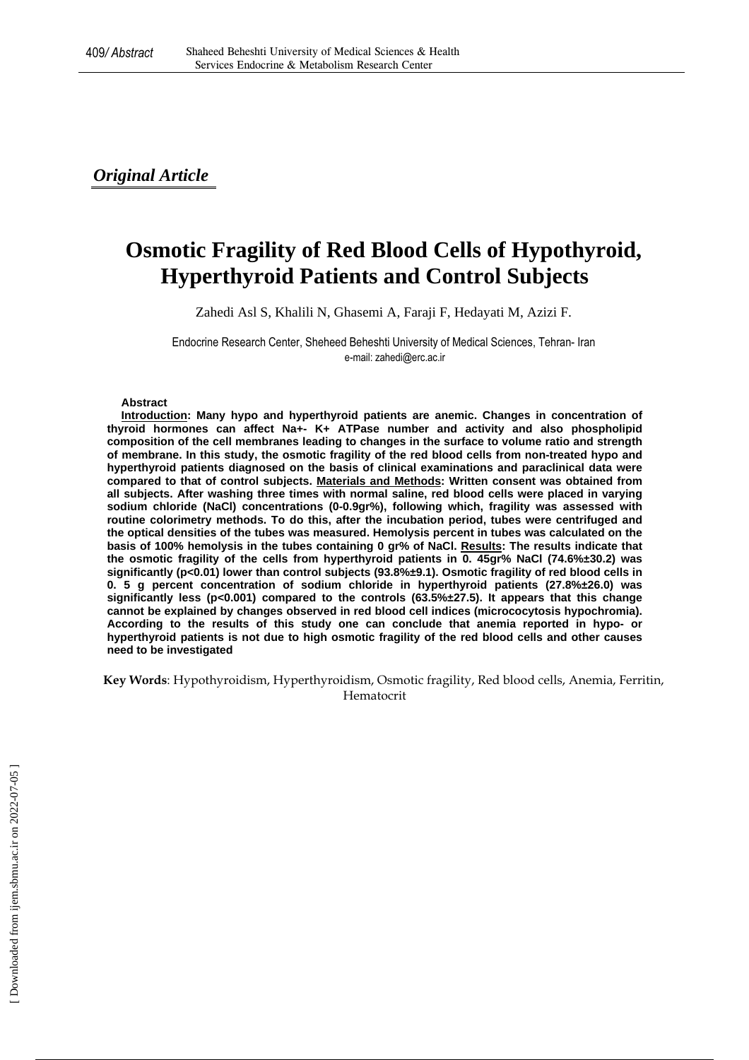*Original Article*

# Osmotic Fragility of Red Blood Cells of Hypothyroid, Hyperthyroid Patients and Control Subjects

Zahedi Asl S, Khalili N, Ghasemi A, Faraji F, Hedayati M, Azizi F.

Endocrine Research Center, Sheheed Beheshti University of Medical Sciences, Tehran- Iran
e-mail: zahedi@erc.ac.ir

**Abstract**

**Introduction: Many hypo and hyperthyroid patients are anemic. Changes in concentration of thyroid hormones can affect Na+- K+ ATPase number and activity and also phospholipid composition of the cell membranes leading to changes in the surface to volume ratio and strength of membrane. In this study, the osmotic fragility of the red blood cells from non-treated hypo and hyperthyroid patients diagnosed on the basis of clinical examinations and paraclinical data were compared to that of control subjects. Materials and Methods: Written consent was obtained from all subjects. After washing three times with normal saline, red blood cells were placed in varying sodium chloride (NaCl) concentrations (0-0.9gr%), following which, fragility was assessed with routine colorimetry methods. To do this, after the incubation period, tubes were centrifuged and the optical densities of the tubes was measured. Hemolysis percent in tubes was calculated on the basis of 100% hemolysis in the tubes containing 0 gr% of NaCl. Results: The results indicate that the osmotic fragility of the cells from hyperthyroid patients in 0. 45gr% NaCl (74.6%±30.2) was significantly (p<0.01) lower than control subjects (93.8%±9.1). Osmotic fragility of red blood cells in 0. 5 g percent concentration of sodium chloride in hyperthyroid patients (27.8%±26.0) was significantly less (p<0.001) compared to the controls (63.5%±27.5). It appears that this change cannot be explained by changes observed in red blood cell indices (micrococytosis hypochromia). According to the results of this study one can conclude that anemia reported in hypo- or hyperthyroid patients is not due to high osmotic fragility of the red blood cells and other causes need to be investigated**

**Key Words**: Hypothyroidism, Hyperthyroidism, Osmotic fragility, Red blood cells, Anemia, Ferritin, Hematocrit